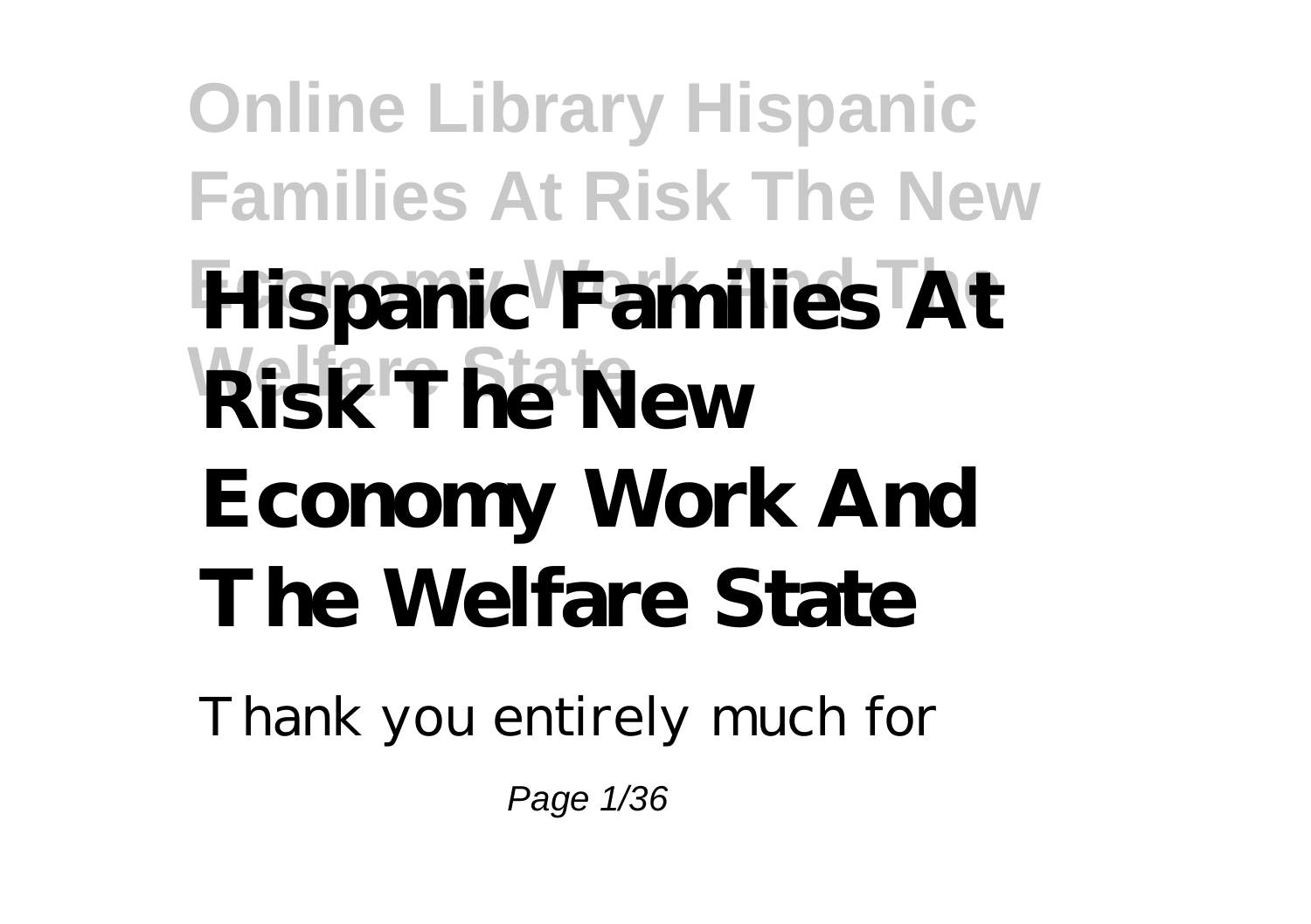# Hispanic Families At Risk The New Economy Work And The Welfare State

Thank you entirely much for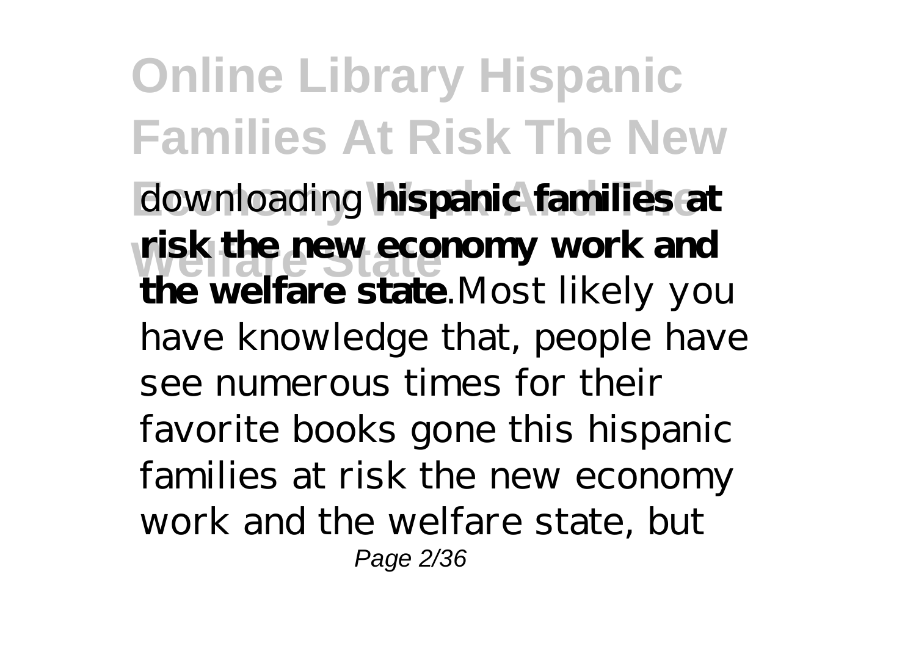downloading **hispanic families at risk the new economy work and the welfare state**.Most likely you have knowledge that, people have see numerous times for their favorite books gone this hispanic families at risk the new economy work and the welfare state, but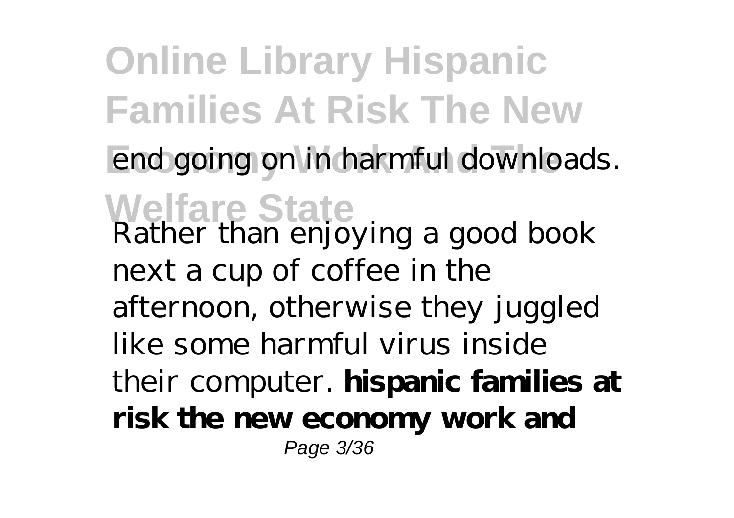end going on in harmful downloads.

Rather than enjoying a good book next a cup of coffee in the afternoon, otherwise they juggled like some harmful virus inside their computer. **hispanic families at risk the new economy work and**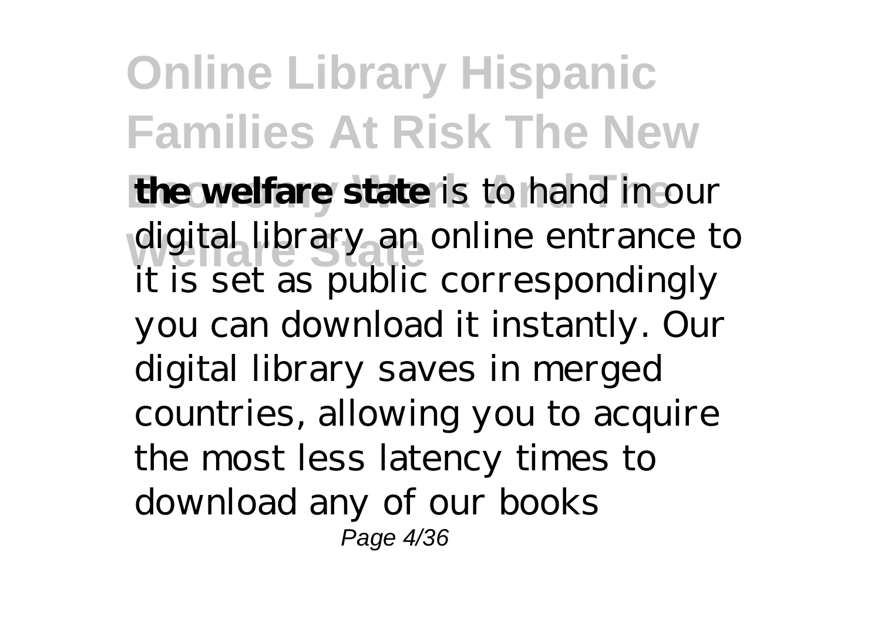**the welfare state** is to hand in our digital library an online entrance to it is set as public correspondingly you can download it instantly. Our digital library saves in merged countries, allowing you to acquire the most less latency times to download any of our books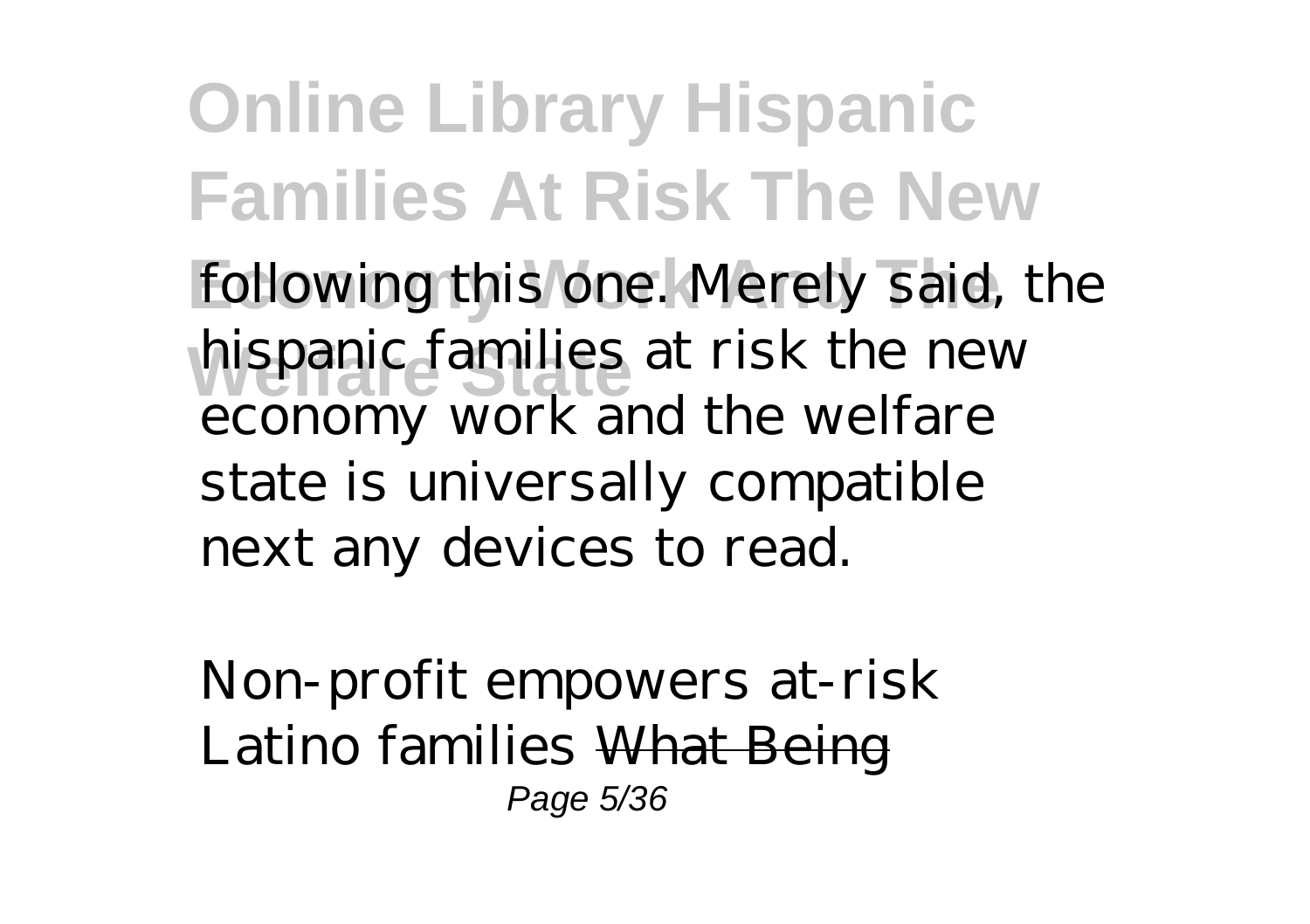following this one. Merely said, the hispanic families at risk the new economy work and the welfare state is universally compatible next any devices to read.

*Non-profit empowers at-risk Latino families* ~~What Being~~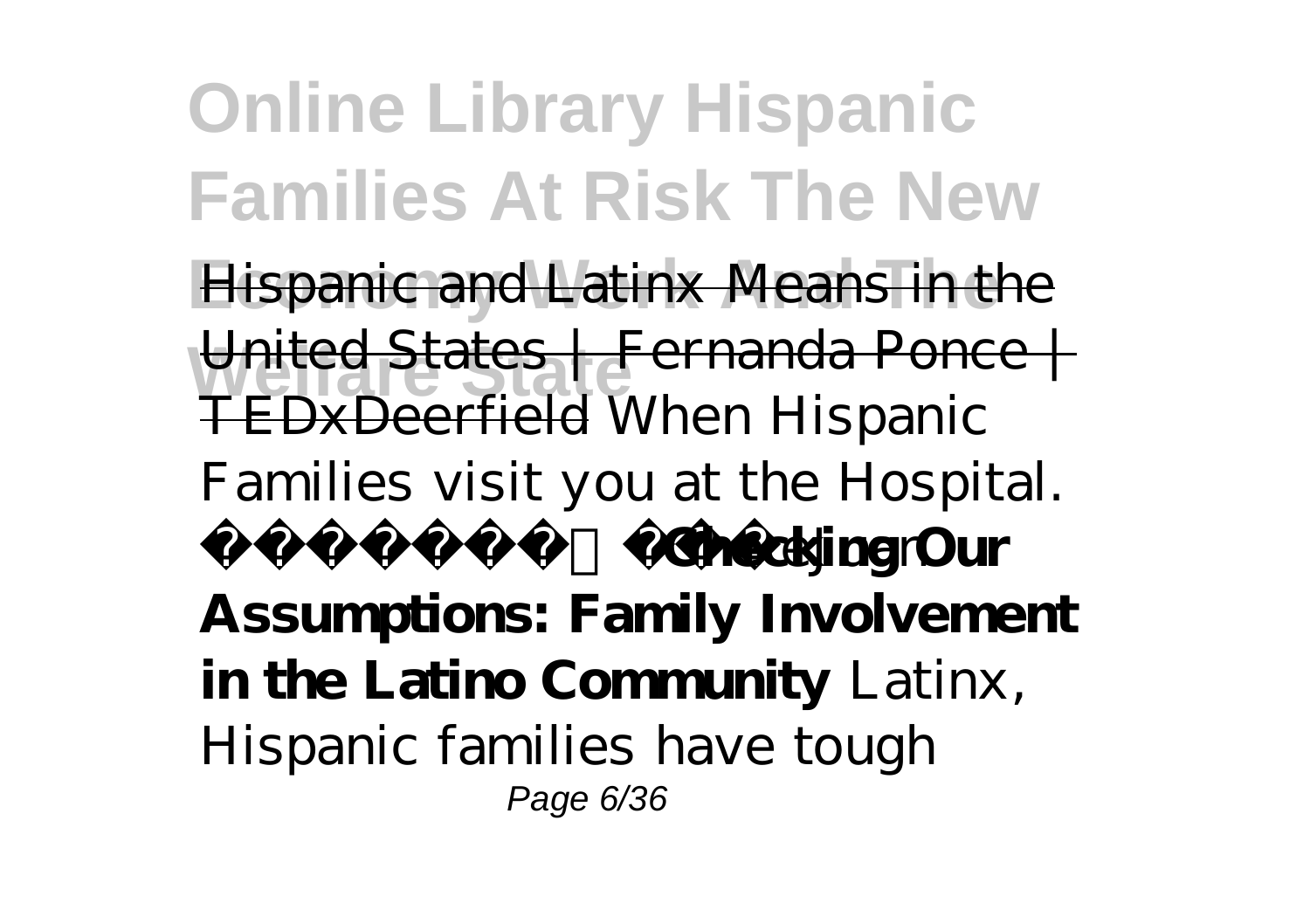~~Hispanic and Latinx Means in the United States | Fernanda Ponce | TEDxDeerfield~~ *When Hispanic Families visit you at the Hospital.* **Checking Our Assumptions: Family Involvement in the Latino Community** *Latinx, Hispanic families have tough*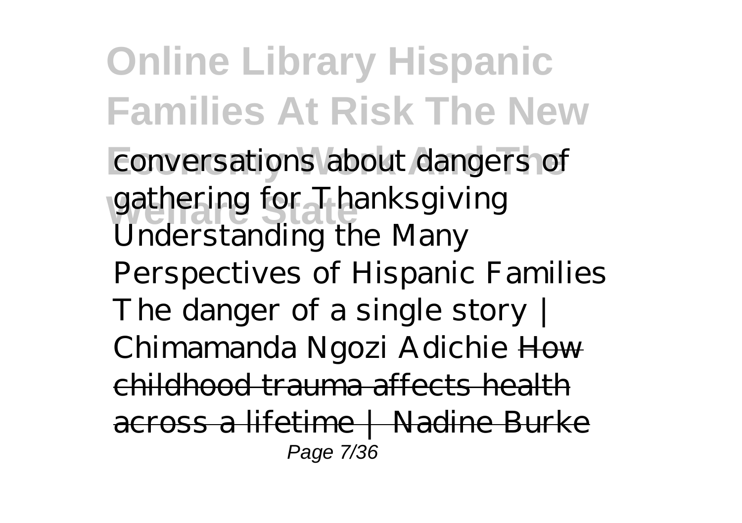*conversations about dangers of gathering for Thanksgiving* *Understanding the Many Perspectives of Hispanic Families* *The danger of a single story | Chimamanda Ngozi Adichie* ~~How childhood trauma affects health across a lifetime | Nadine Burke~~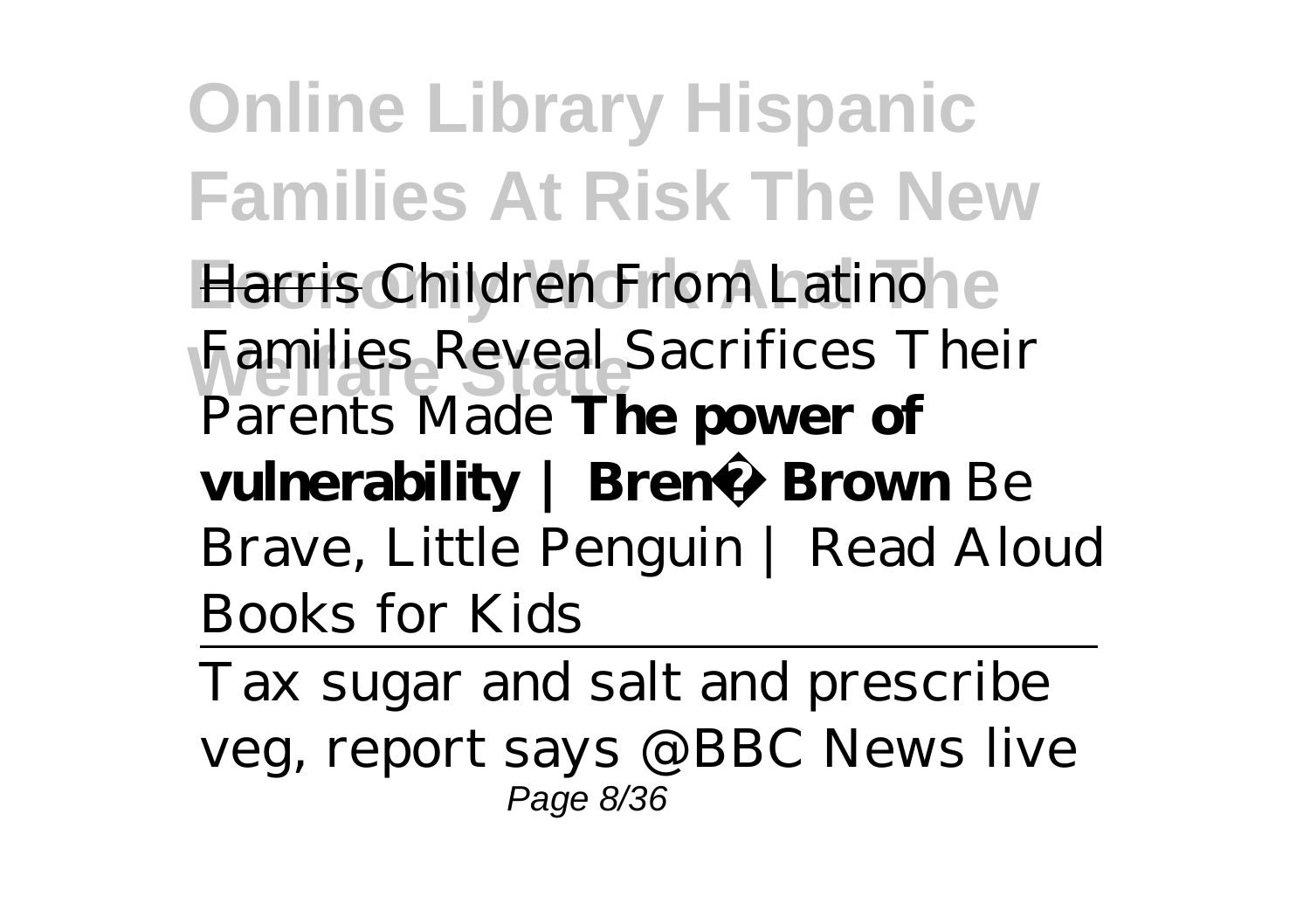Harris *Children From Latino Families Reveal Sacrifices Their Parents Made* **The power of vulnerability | Brené Brown** *Be Brave, Little Penguin | Read Aloud Books for Kids*

Tax sugar and salt and prescribe veg, report says @BBC News live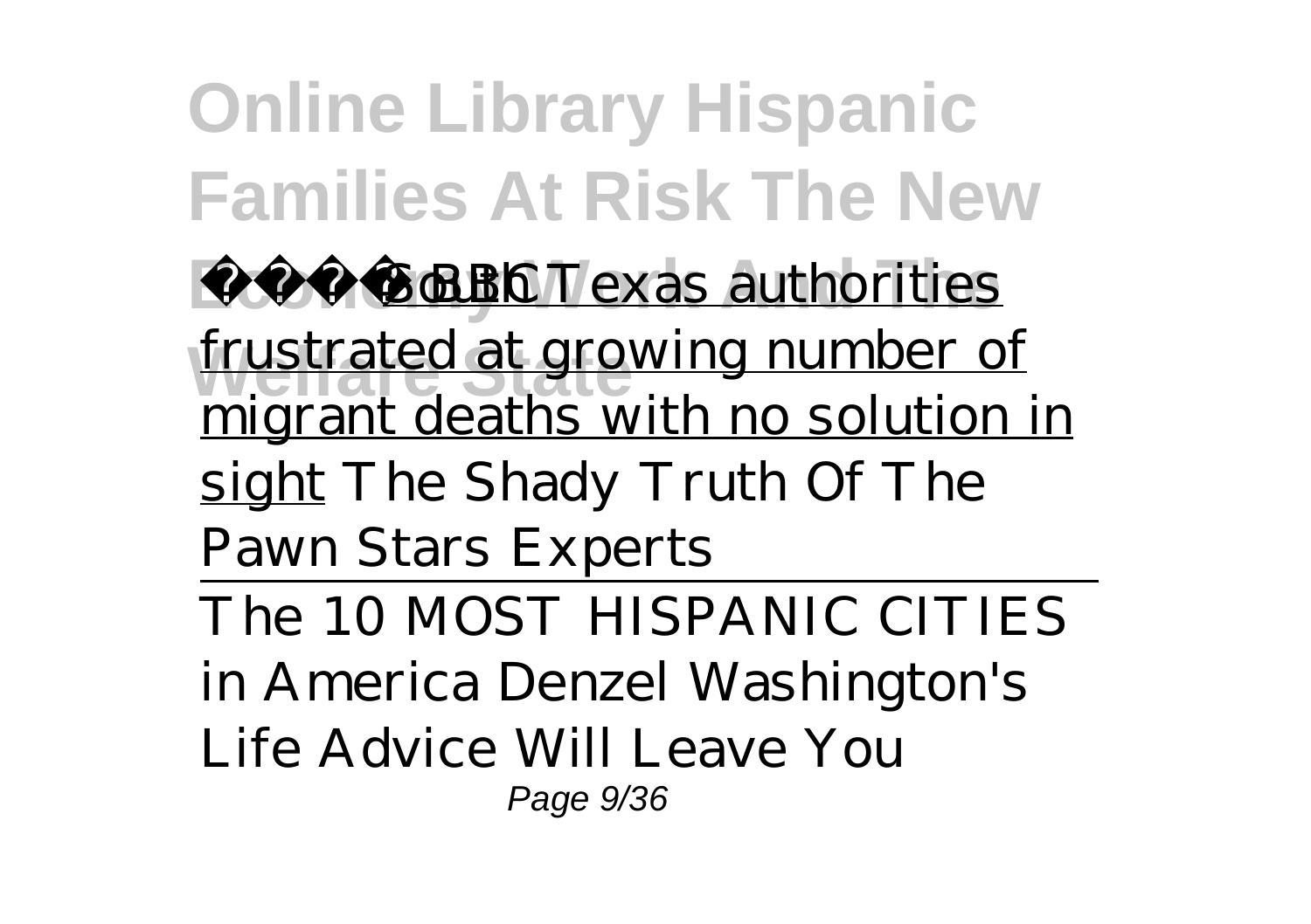🔴 BBC Texas authorities frustrated at growing number of migrant deaths with no solution in sight *The Shady Truth Of The Pawn Stars Experts*

The 10 MOST HISPANIC CITIES in America *Denzel Washington's Life Advice Will Leave You*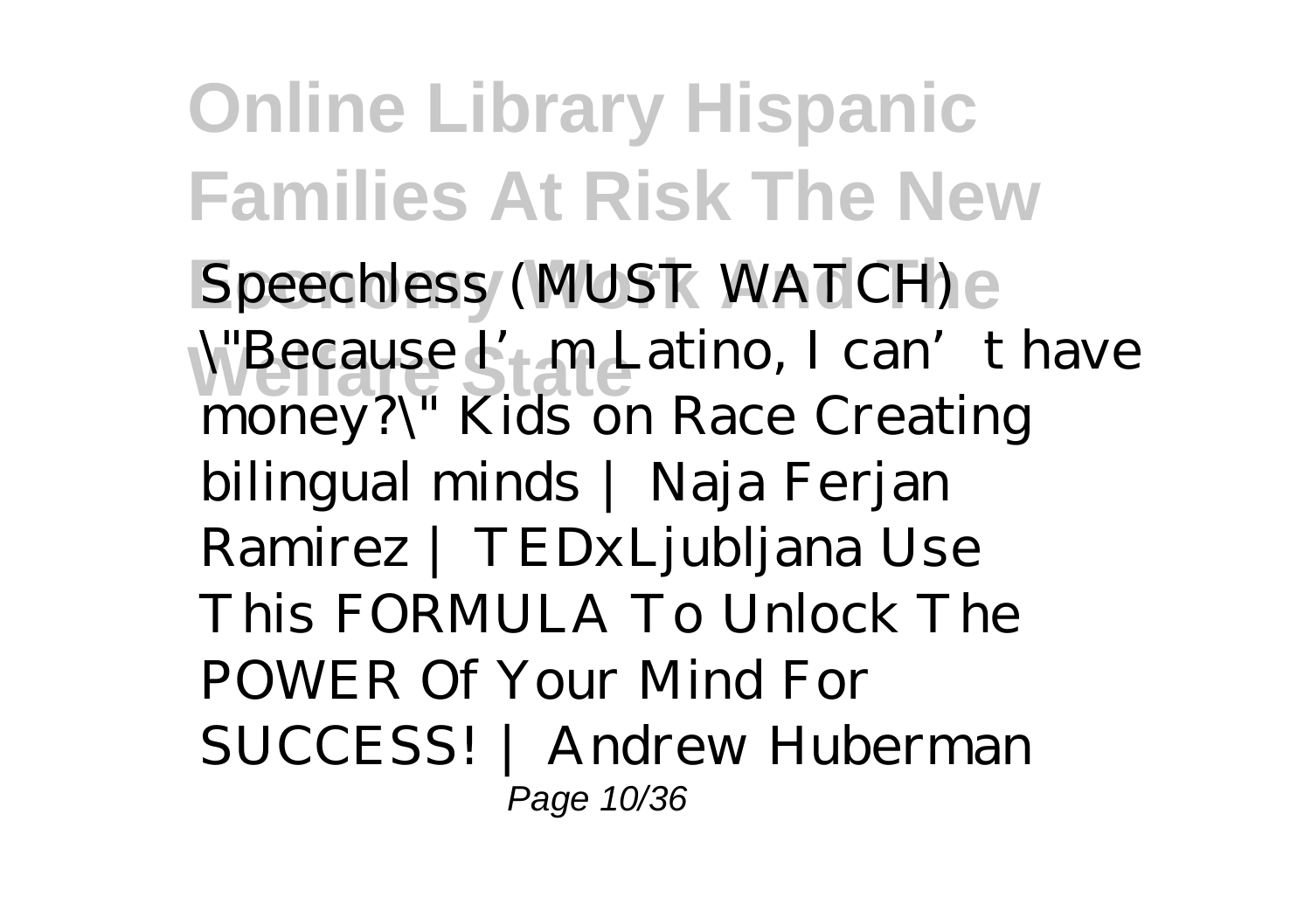*Speechless (MUST WATCH)* *\"Because I'm Latino, I can't have money?\" Kids on Race* *Creating bilingual minds | Naja Ferjan Ramirez | TEDxLjubljana* *Use This FORMULA To Unlock The POWER Of Your Mind For SUCCESS! | Andrew Huberman*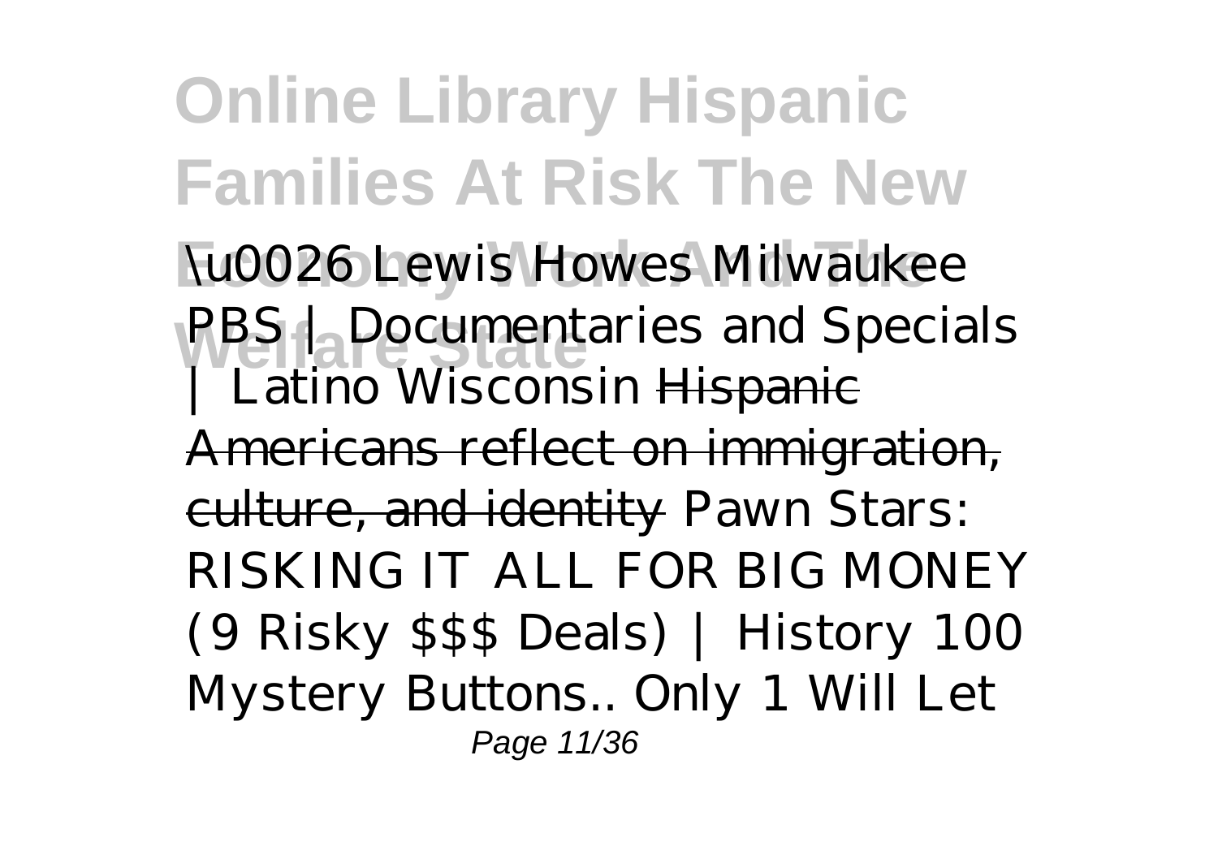*\u0026 Lewis Howes* *Milwaukee PBS | Documentaries and Specials | Latino Wisconsin* ~~Hispanic Americans reflect on immigration, culture, and identity~~ *Pawn Stars: RISKING IT ALL FOR BIG MONEY (9 Risky $$$ Deals) | History* *100 Mystery Buttons.. Only 1 Will Let*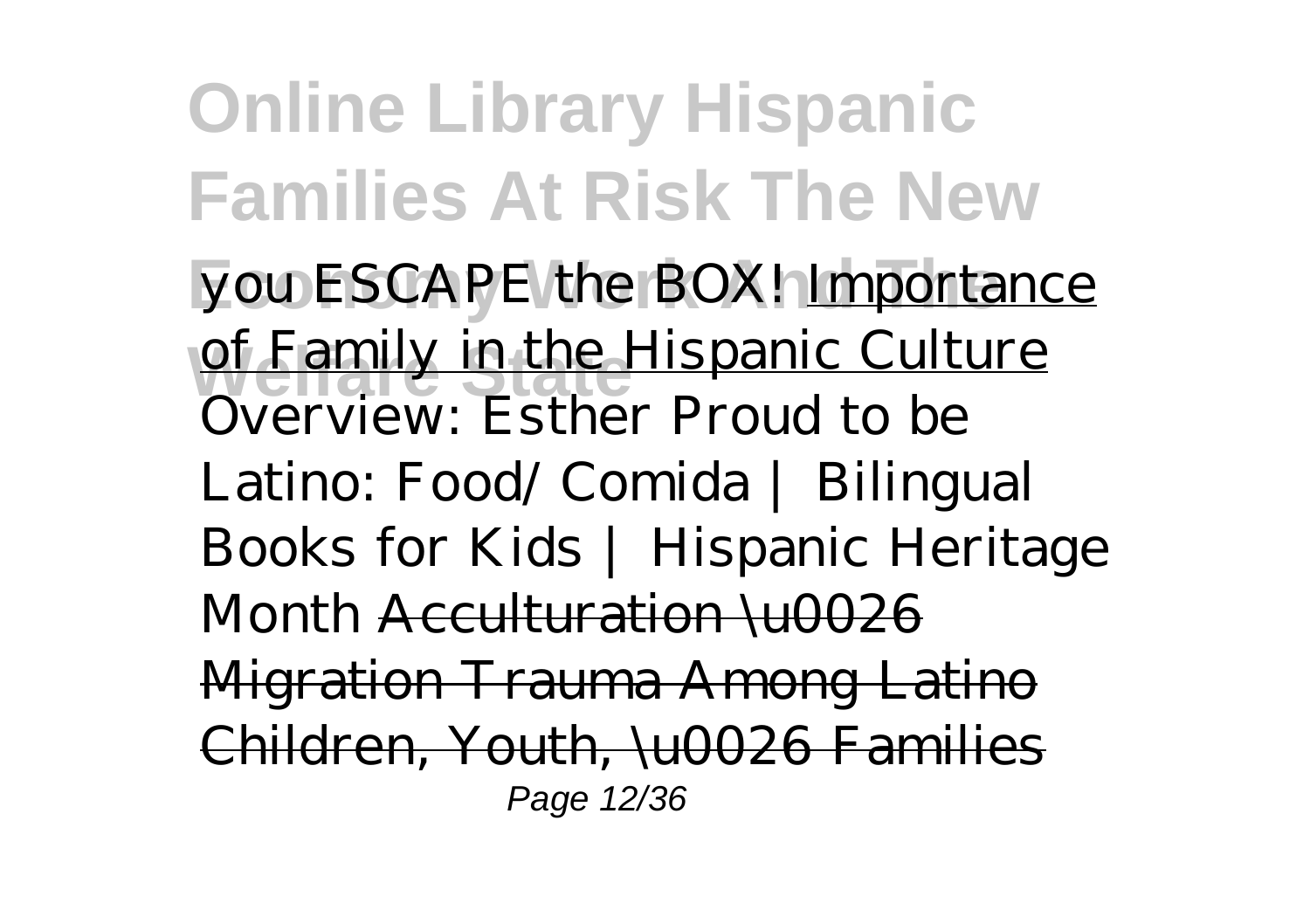*you ESCAPE the BOX!* Importance of Family in the Hispanic Culture *Overview: Esther Proud to be Latino: Food/ Comida | Bilingual Books for Kids | Hispanic Heritage Month* ~~Acculturation \u0026 Migration Trauma Among Latino Children, Youth, \u0026 Families~~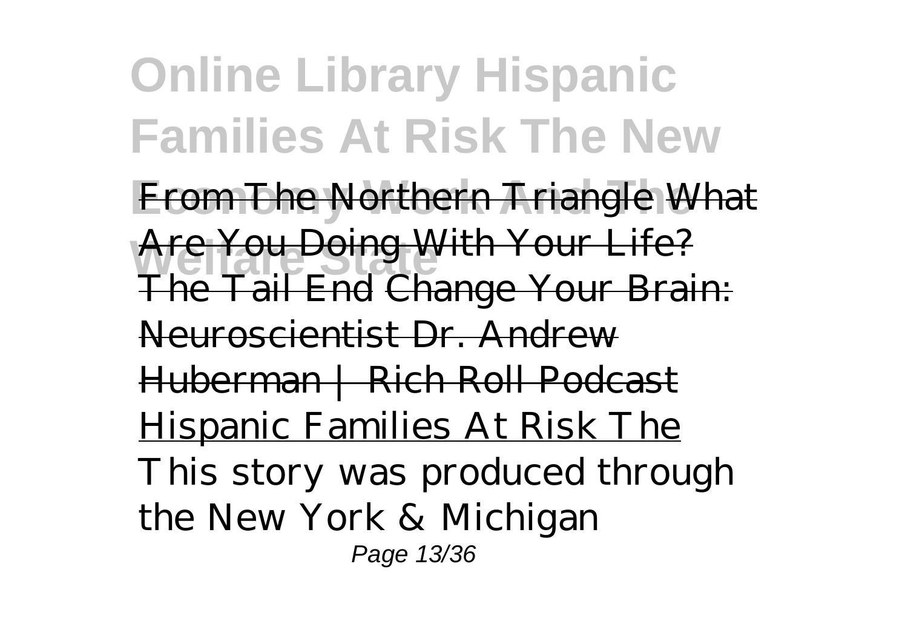From The Northern Triangle What Are You Doing With Your Life? The Tail End Change Your Brain: Neuroscientist Dr. Andrew Huberman | Rich Roll Podcast Hispanic Families At Risk The This story was produced through the New York & Michigan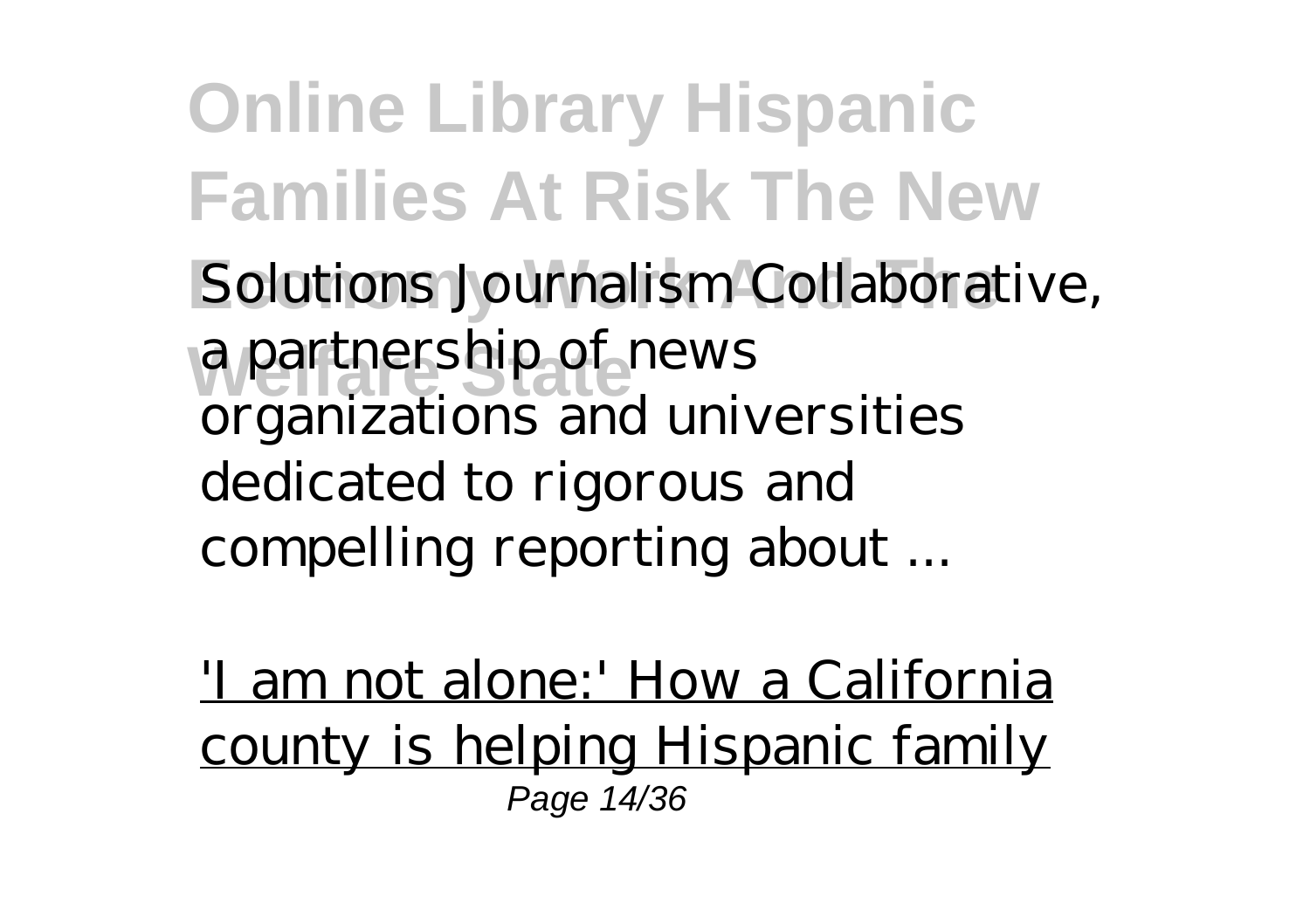Solutions Journalism Collaborative, a partnership of news organizations and universities dedicated to rigorous and compelling reporting about ...

'I am not alone:' How a California county is helping Hispanic family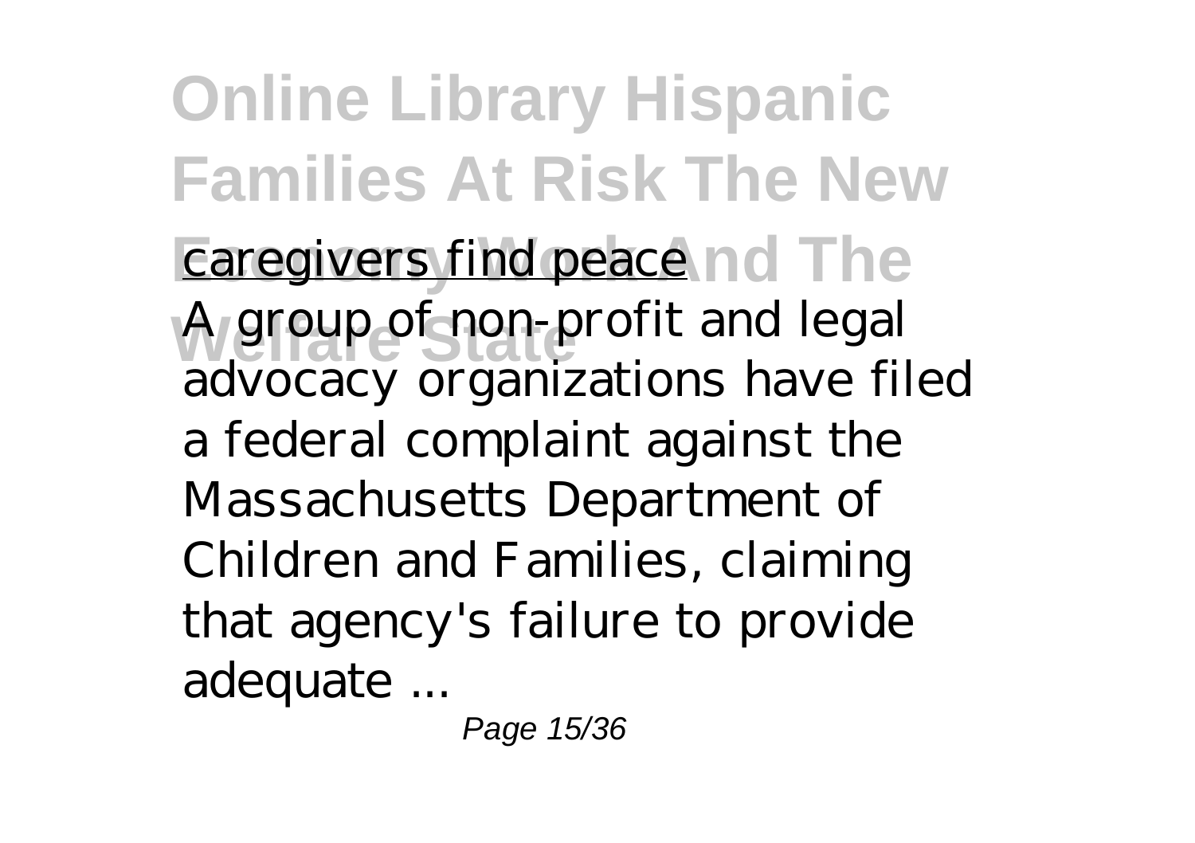caregivers find peace

A group of non-profit and legal advocacy organizations have filed a federal complaint against the Massachusetts Department of Children and Families, claiming that agency's failure to provide adequate ...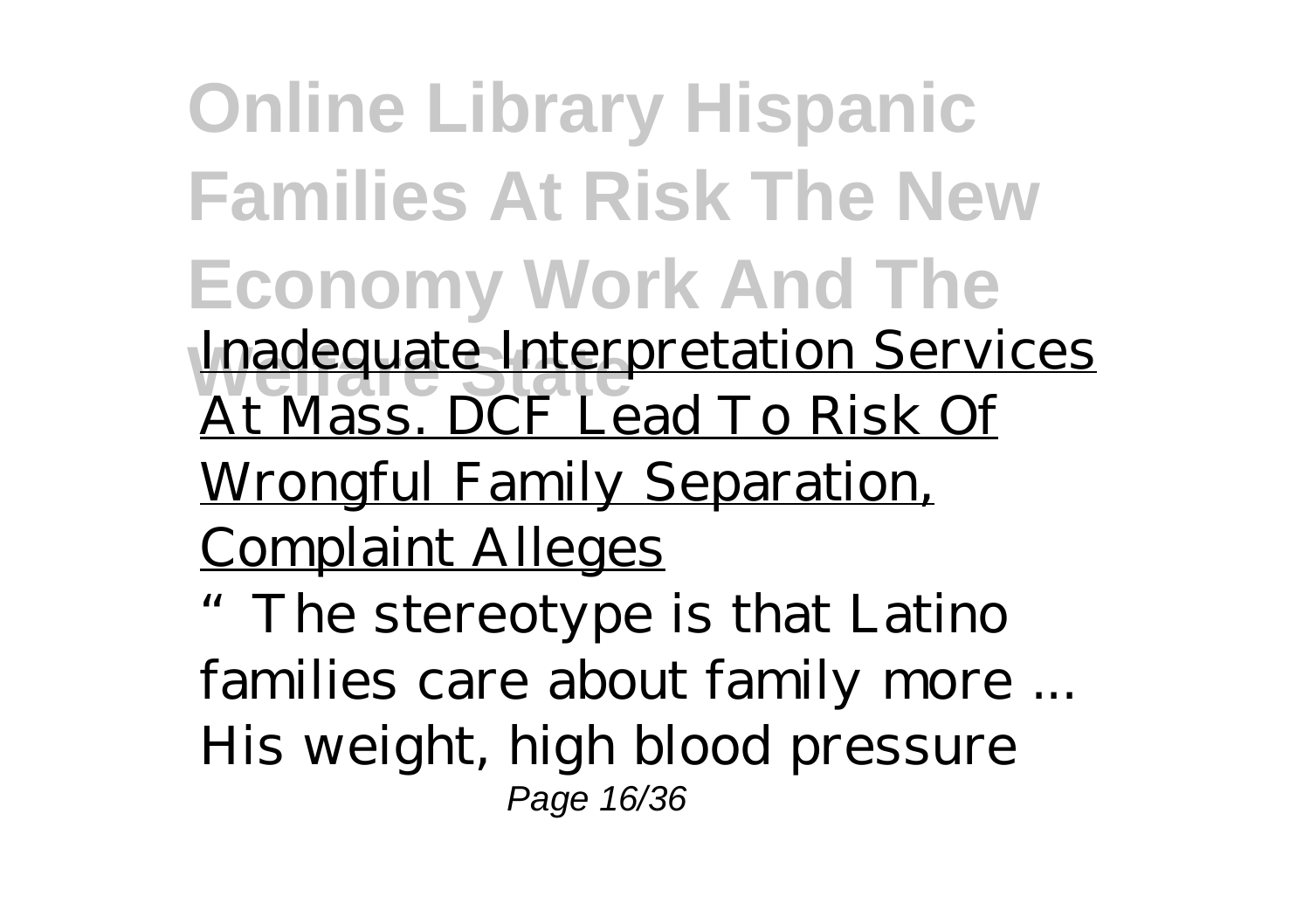Inadequate Interpretation Services At Mass. DCF Lead To Risk Of Wrongful Family Separation, Complaint Alleges

"The stereotype is that Latino families care about family more ... His weight, high blood pressure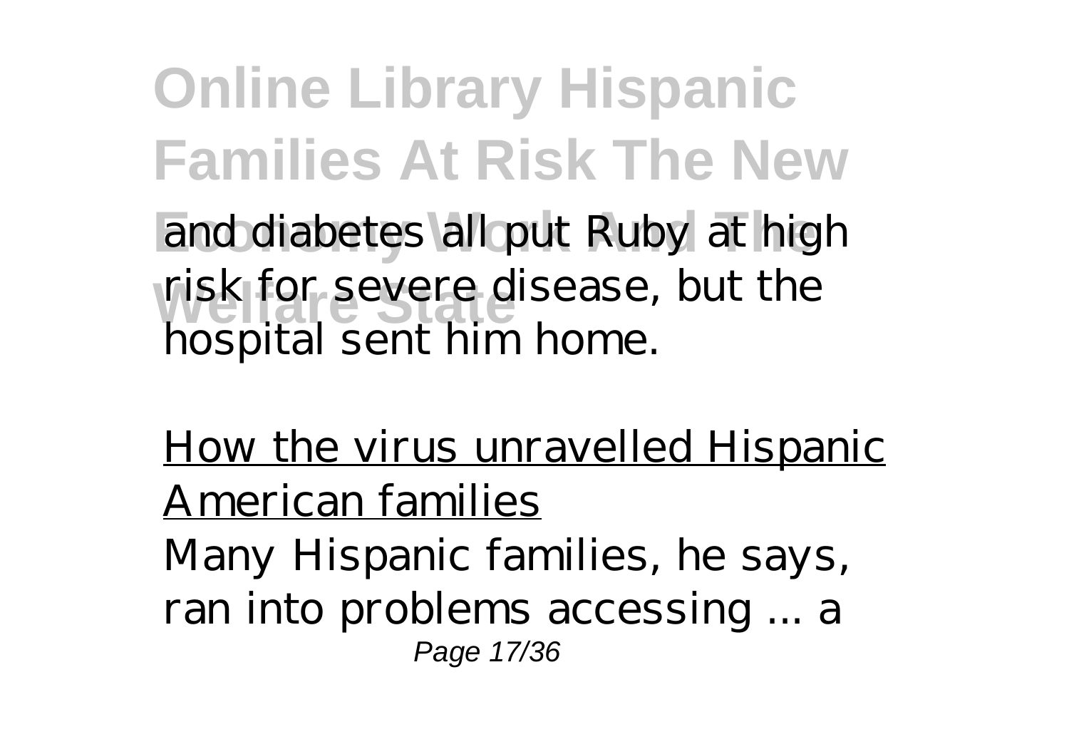and diabetes all put Ruby at high risk for severe disease, but the hospital sent him home.

How the virus unravelled Hispanic American families

Many Hispanic families, he says, ran into problems accessing ... a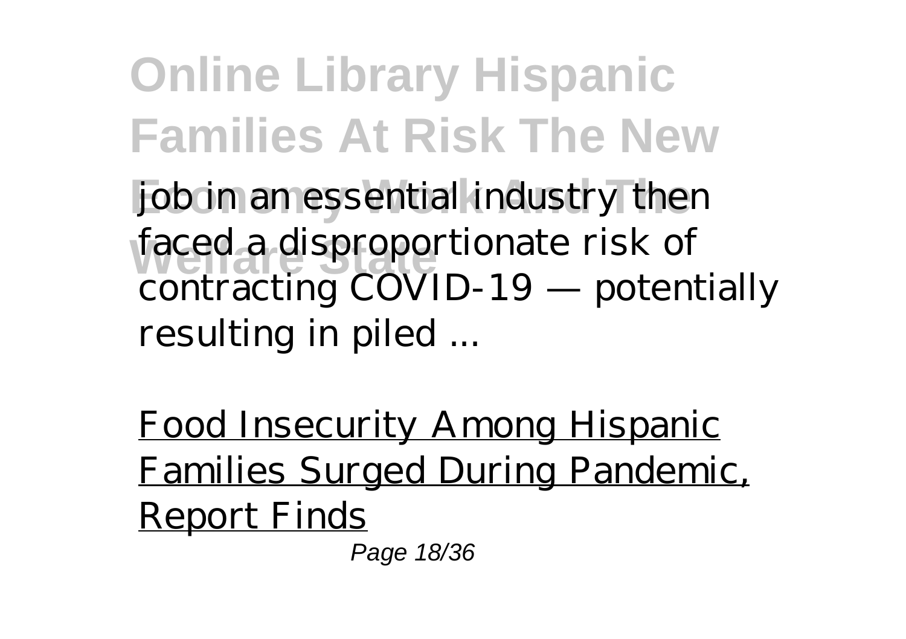job in an essential industry then faced a disproportionate risk of contracting COVID-19 — potentially resulting in piled ...

Food Insecurity Among Hispanic Families Surged During Pandemic, Report Finds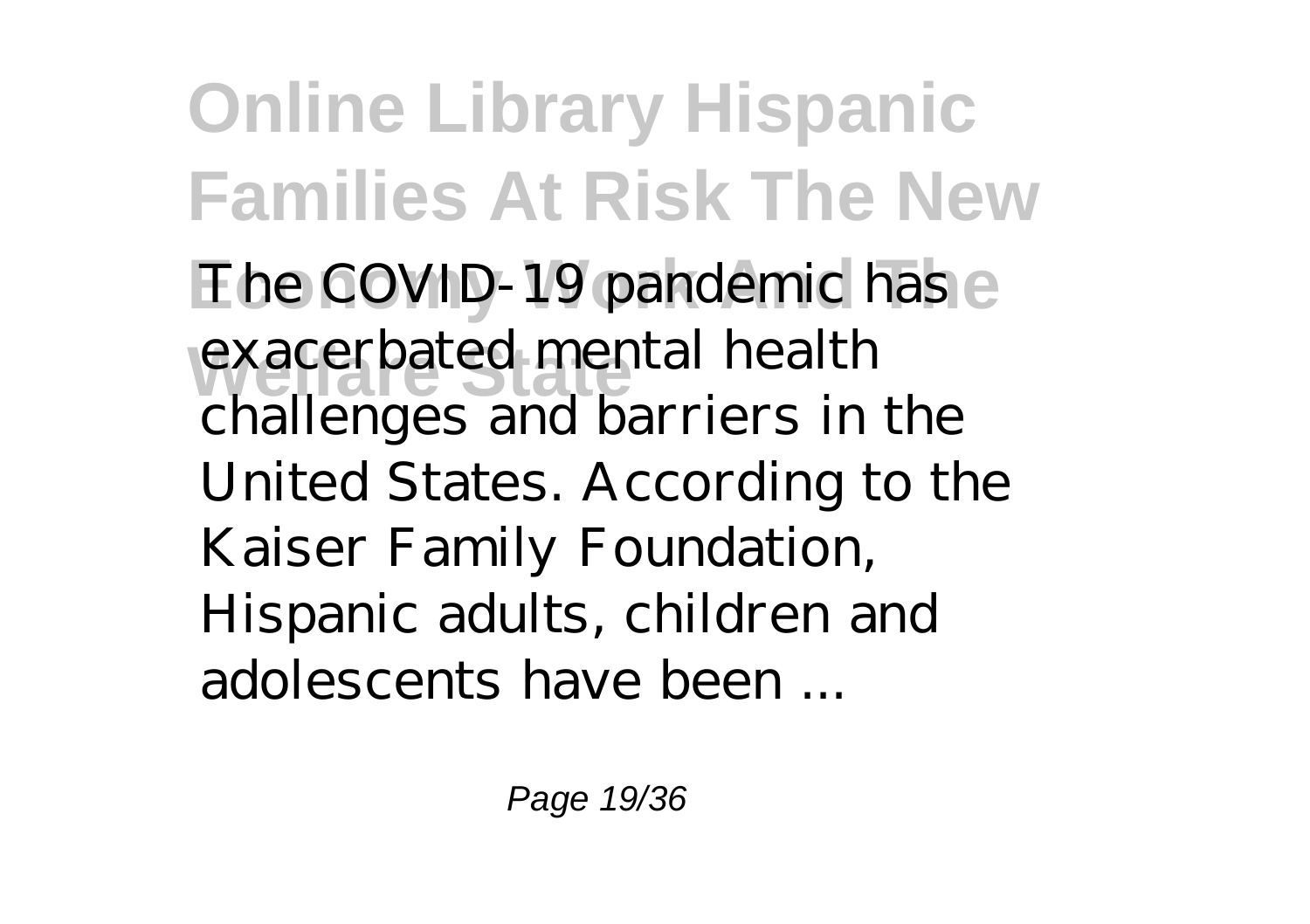The COVID-19 pandemic has exacerbated mental health challenges and barriers in the United States. According to the Kaiser Family Foundation, Hispanic adults, children and adolescents have been ...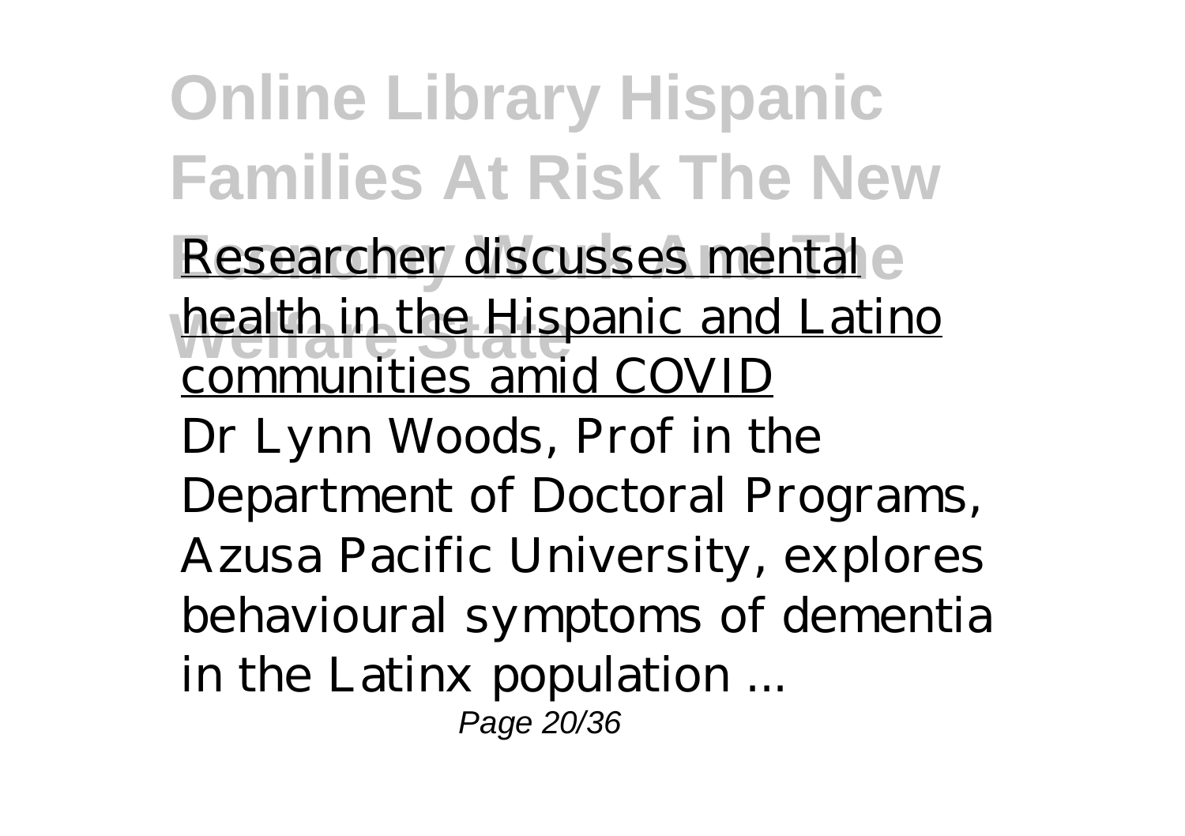Researcher discusses mental health in the Hispanic and Latino communities amid COVID

Dr Lynn Woods, Prof in the Department of Doctoral Programs, Azusa Pacific University, explores behavioural symptoms of dementia in the Latinx population ...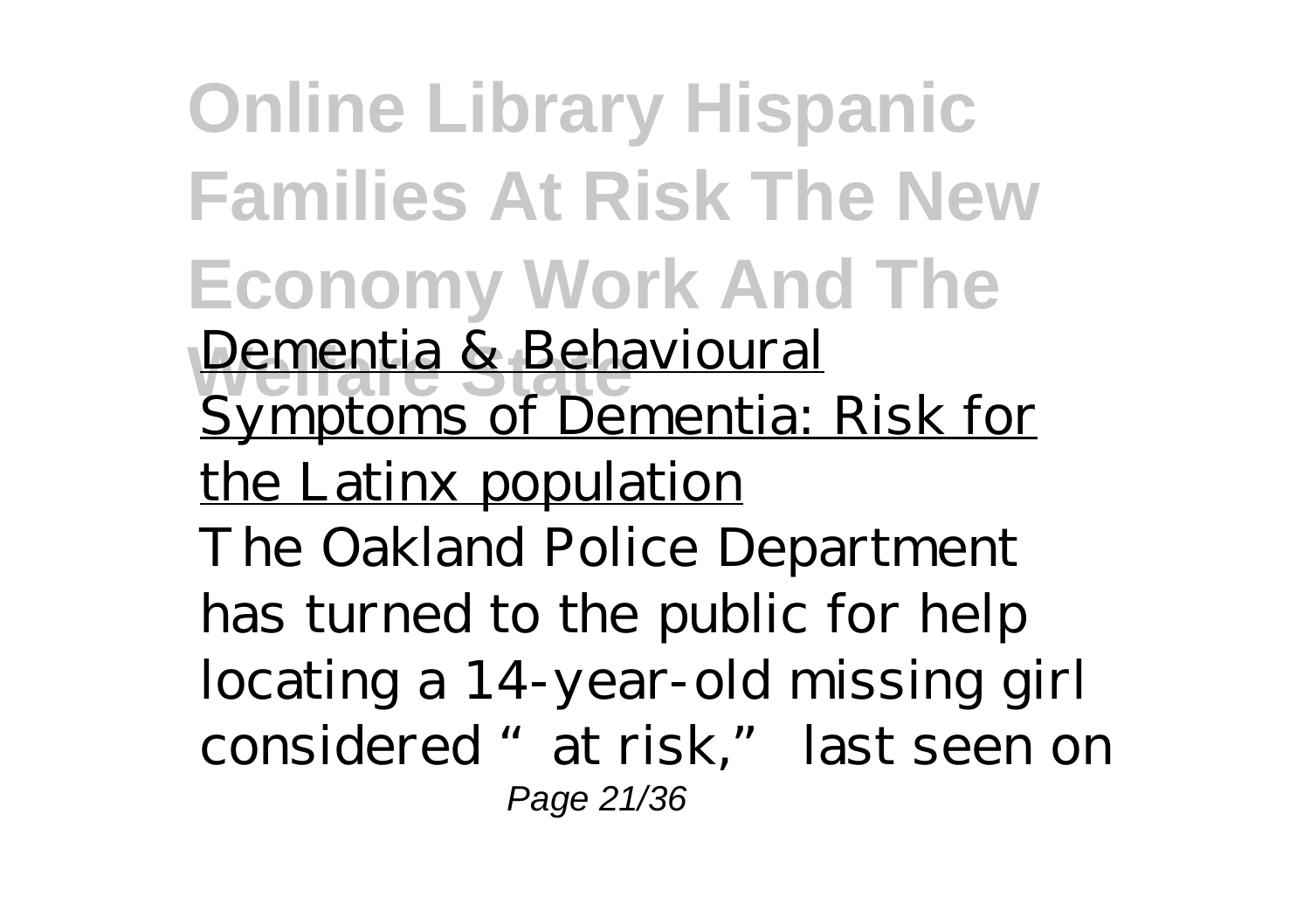Dementia & Behavioural Symptoms of Dementia: Risk for the Latinx population

The Oakland Police Department has turned to the public for help locating a 14-year-old missing girl considered "at risk," last seen on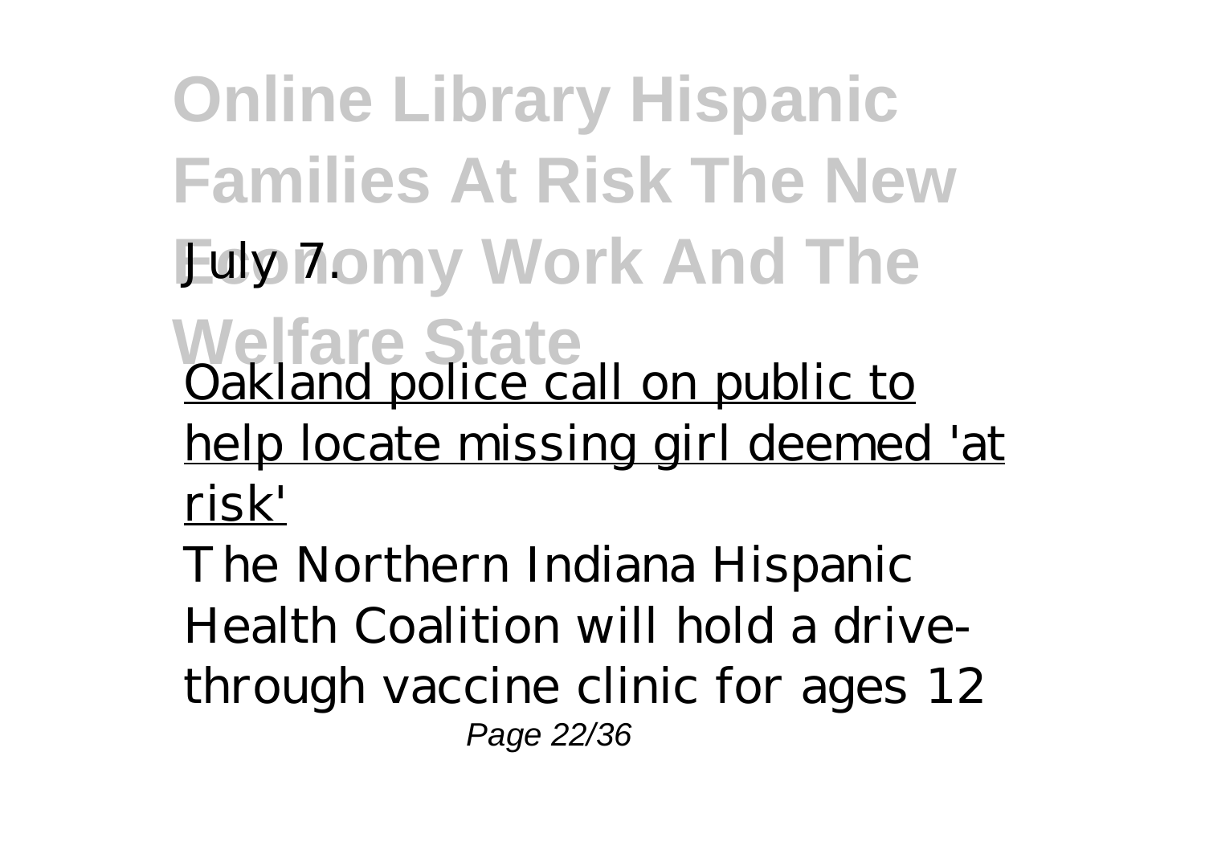July 7.

Oakland police call on public to help locate missing girl deemed 'at risk'

The Northern Indiana Hispanic Health Coalition will hold a drive-through vaccine clinic for ages 12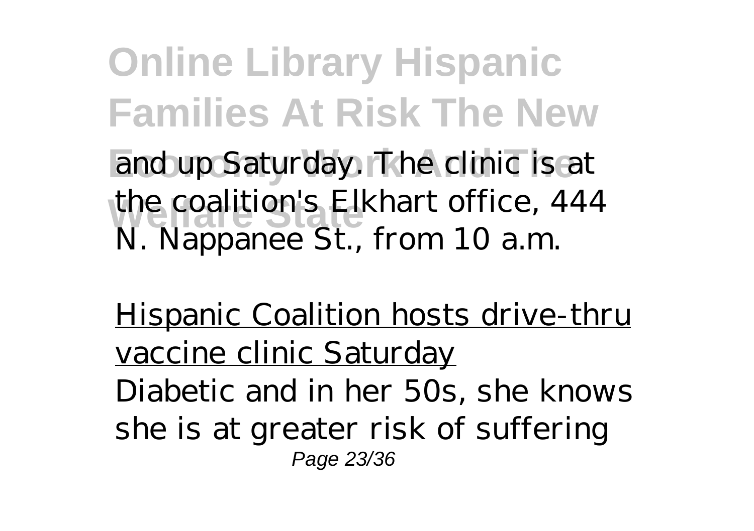and up Saturday. The clinic is at the coalition's Elkhart office, 444 N. Nappanee St., from 10 a.m.

Hispanic Coalition hosts drive-thru vaccine clinic Saturday

Diabetic and in her 50s, she knows she is at greater risk of suffering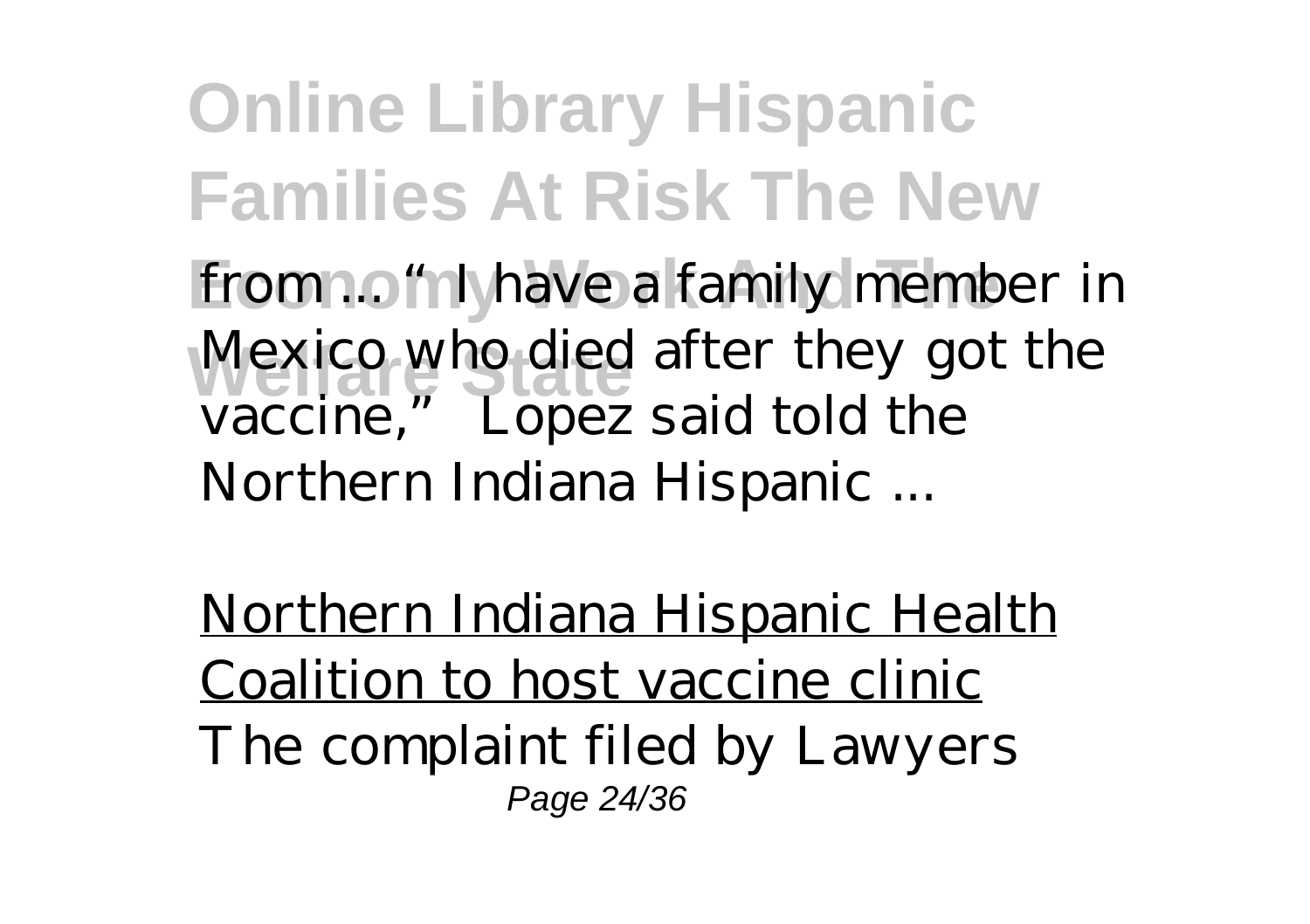from ... "I have a family member in Mexico who died after they got the vaccine," Lopez said told the Northern Indiana Hispanic ...

Northern Indiana Hispanic Health Coalition to host vaccine clinic

The complaint filed by Lawyers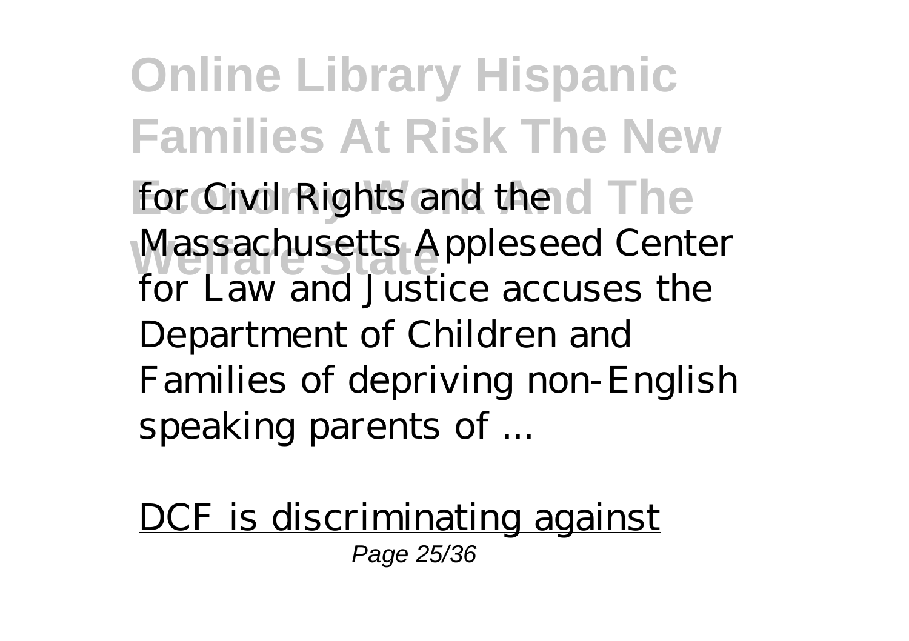for Civil Rights and the Massachusetts Appleseed Center for Law and Justice accuses the Department of Children and Families of depriving non-English speaking parents of ...

DCF is discriminating against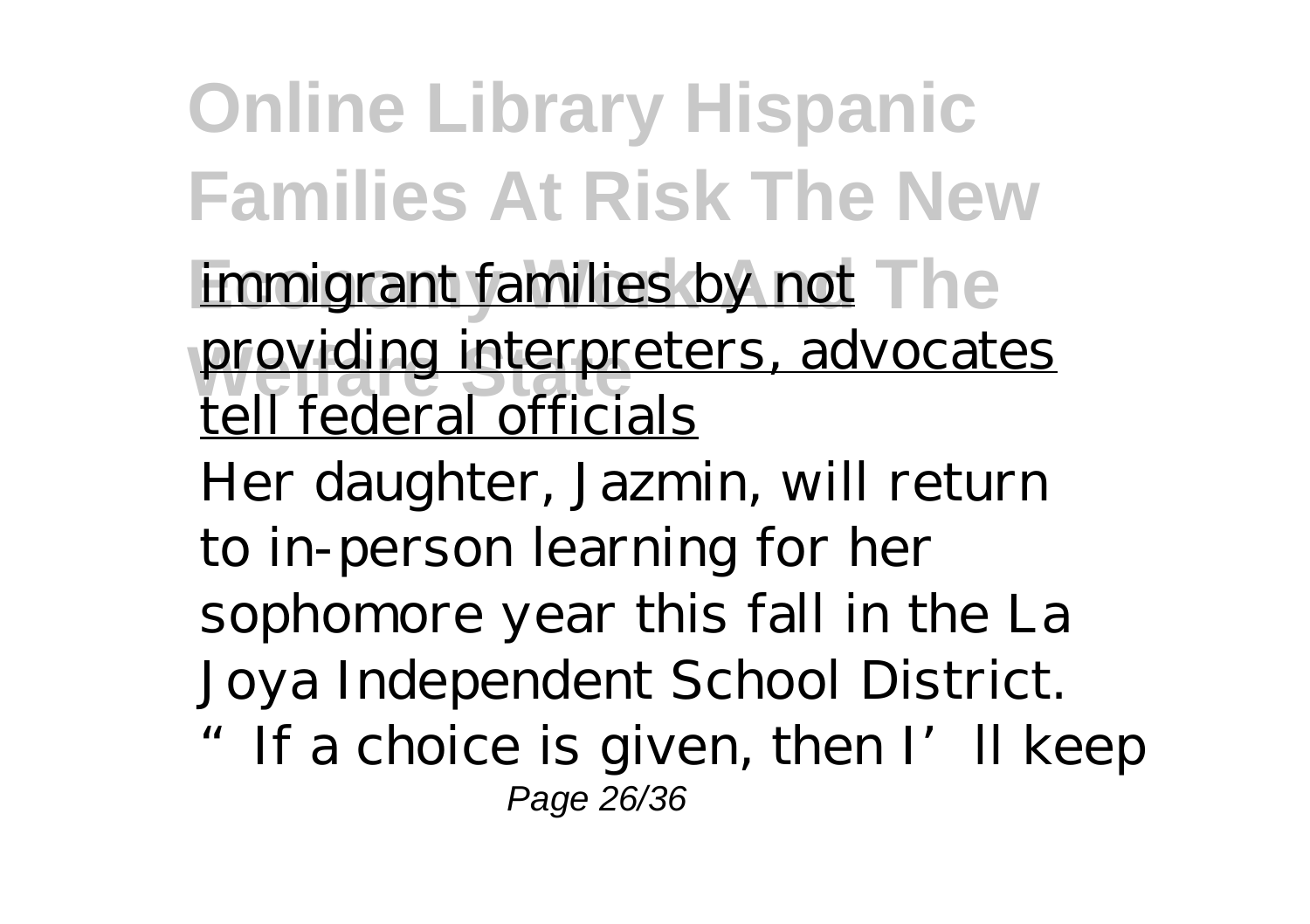immigrant families by not providing interpreters, advocates tell federal officials

Her daughter, Jazmin, will return to in-person learning for her sophomore year this fall in the La Joya Independent School District. "If a choice is given, then I'll keep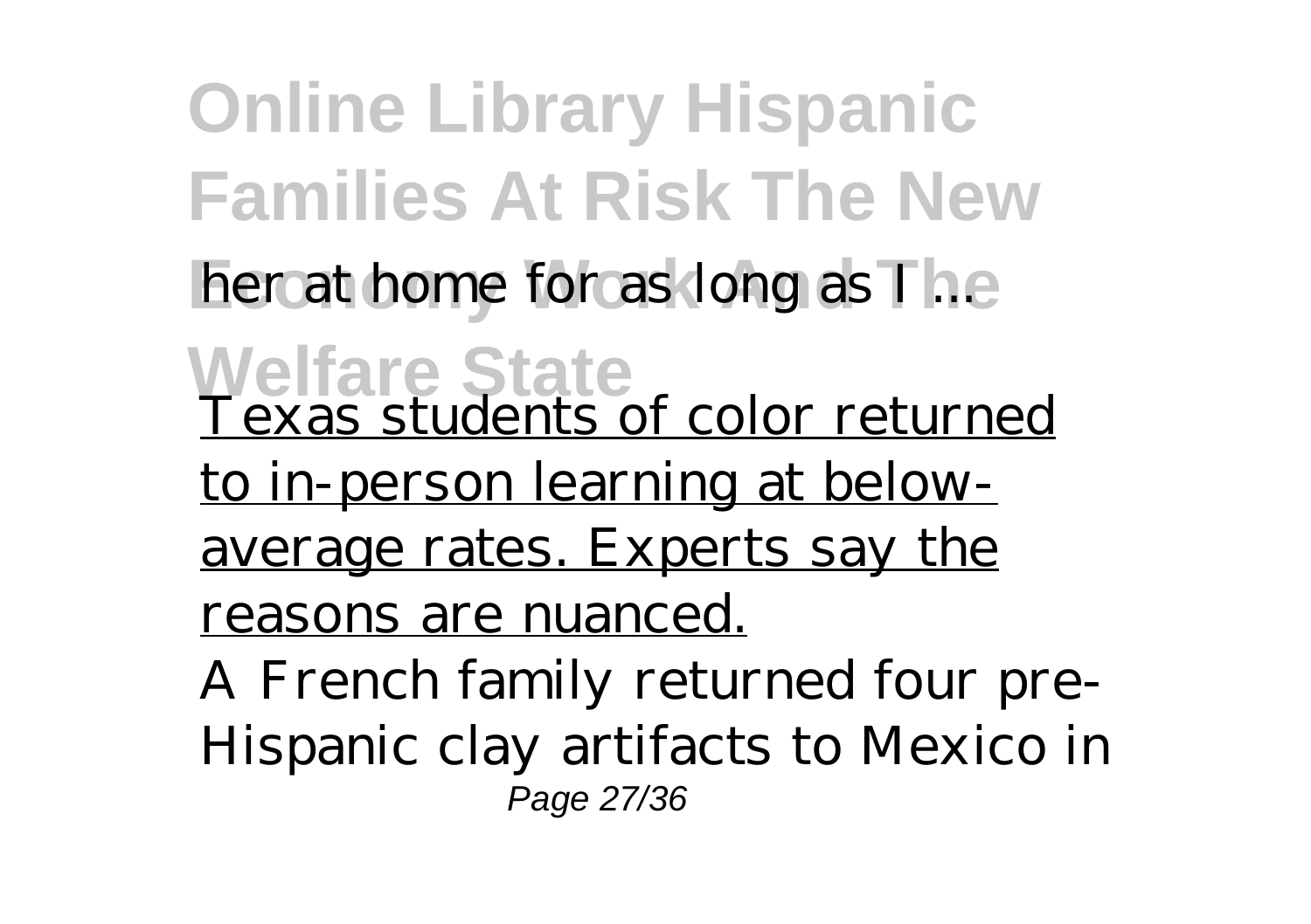her at home for as long as I ...

Texas students of color returned to in-person learning at below-average rates. Experts say the reasons are nuanced.

A French family returned four pre-Hispanic clay artifacts to Mexico in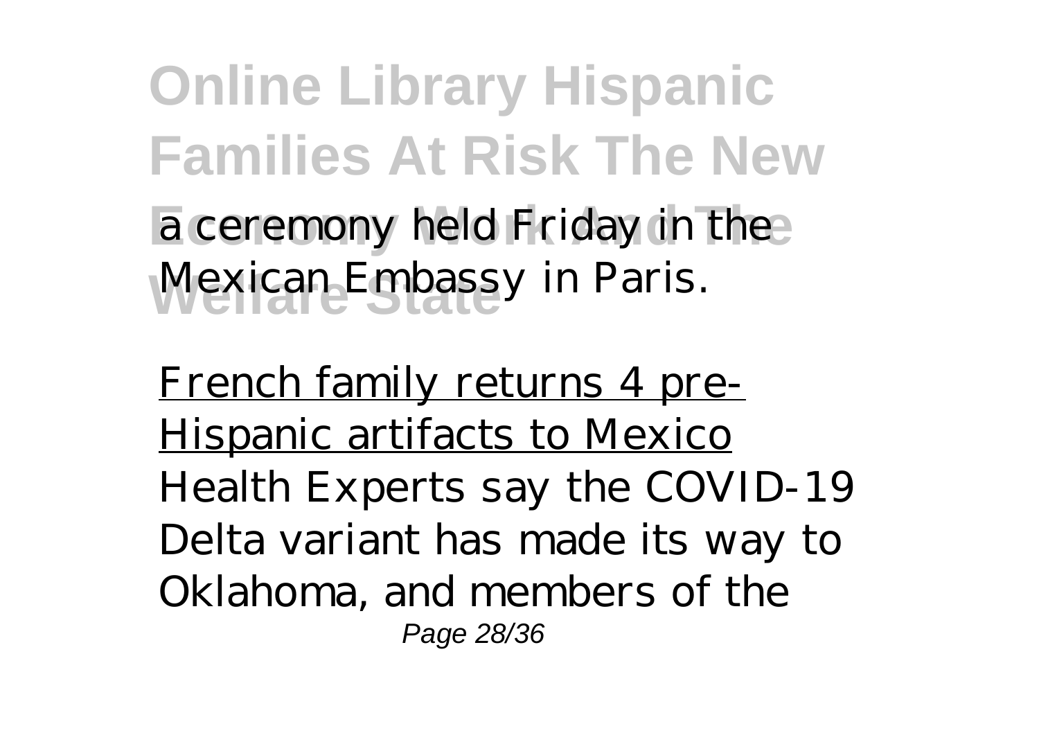a ceremony held Friday in the Mexican Embassy in Paris.

French family returns 4 pre-Hispanic artifacts to Mexico

Health Experts say the COVID-19 Delta variant has made its way to Oklahoma, and members of the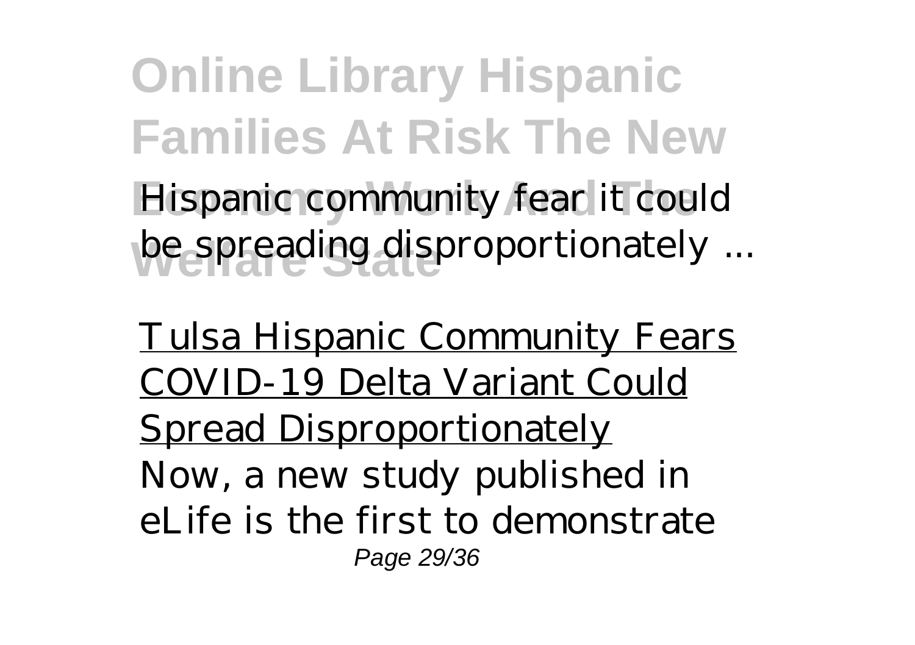Hispanic community fear it could be spreading disproportionately ...

Tulsa Hispanic Community Fears COVID-19 Delta Variant Could Spread Disproportionately

Now, a new study published in eLife is the first to demonstrate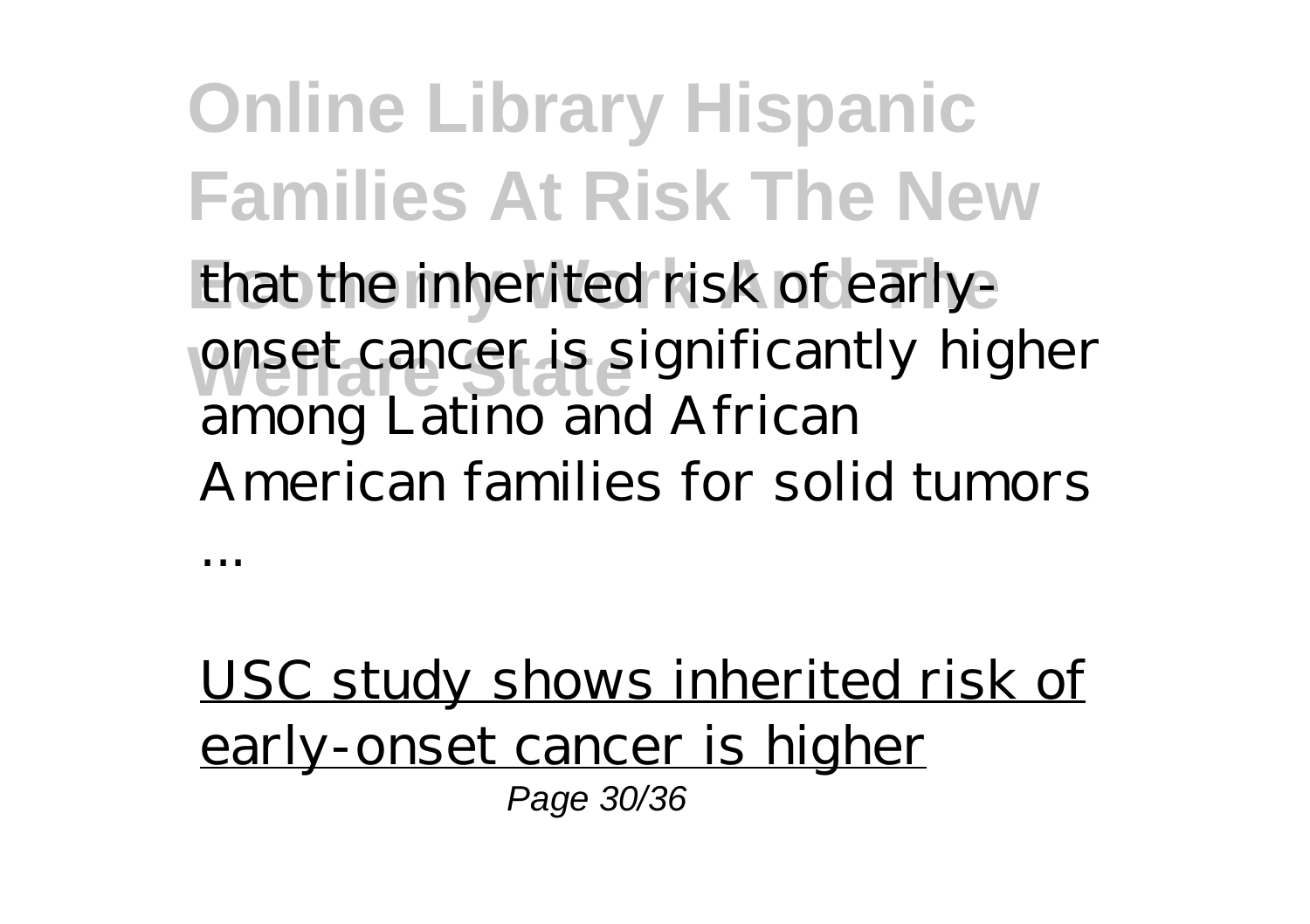that the inherited risk of early-onset cancer is significantly higher among Latino and African American families for solid tumors ...

USC study shows inherited risk of early-onset cancer is higher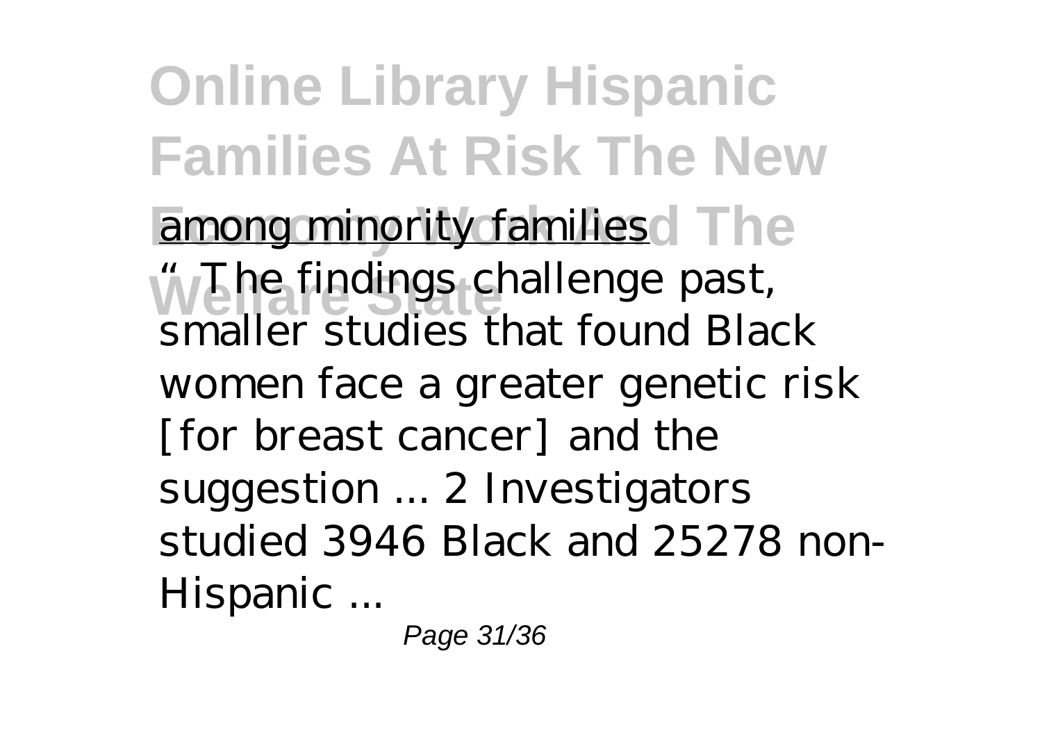among minority families

"The findings challenge past, smaller studies that found Black women face a greater genetic risk [for breast cancer] and the suggestion ... 2 Investigators studied 3946 Black and 25278 non-Hispanic ...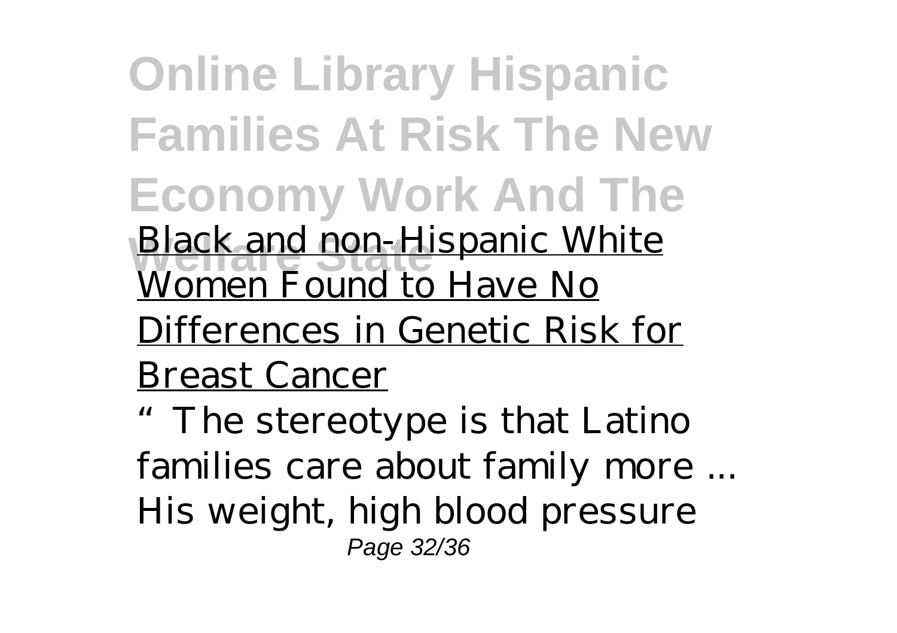Black and non-Hispanic White Women Found to Have No Differences in Genetic Risk for Breast Cancer

"The stereotype is that Latino families care about family more ... His weight, high blood pressure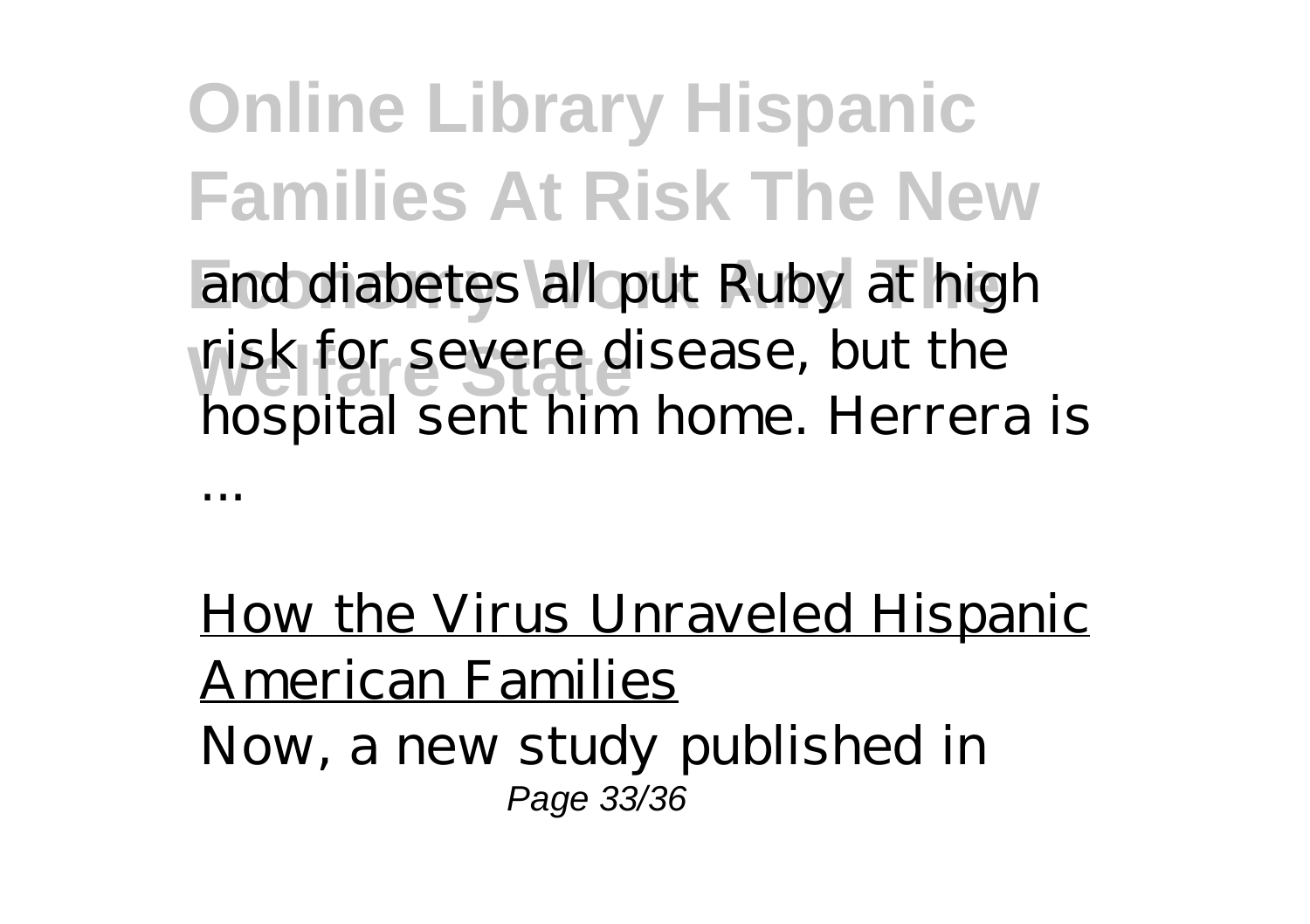and diabetes all put Ruby at high risk for severe disease, but the hospital sent him home. Herrera is ...

How the Virus Unraveled Hispanic American Families

Now, a new study published in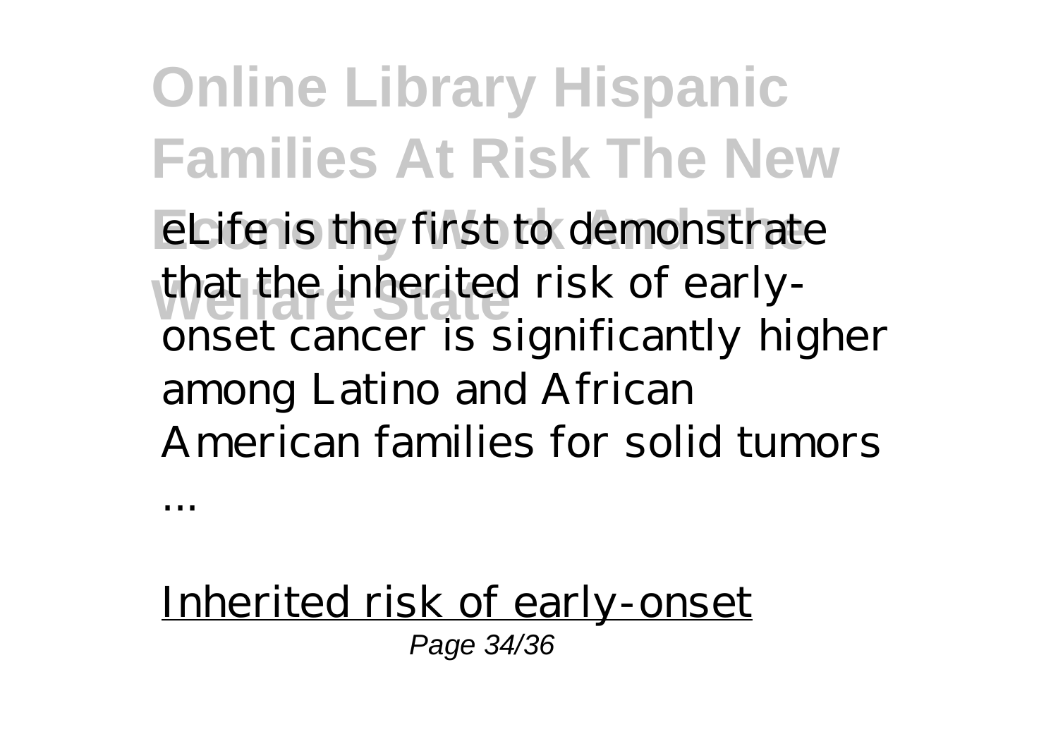eLife is the first to demonstrate that the inherited risk of early-onset cancer is significantly higher among Latino and African American families for solid tumors ...

Inherited risk of early-onset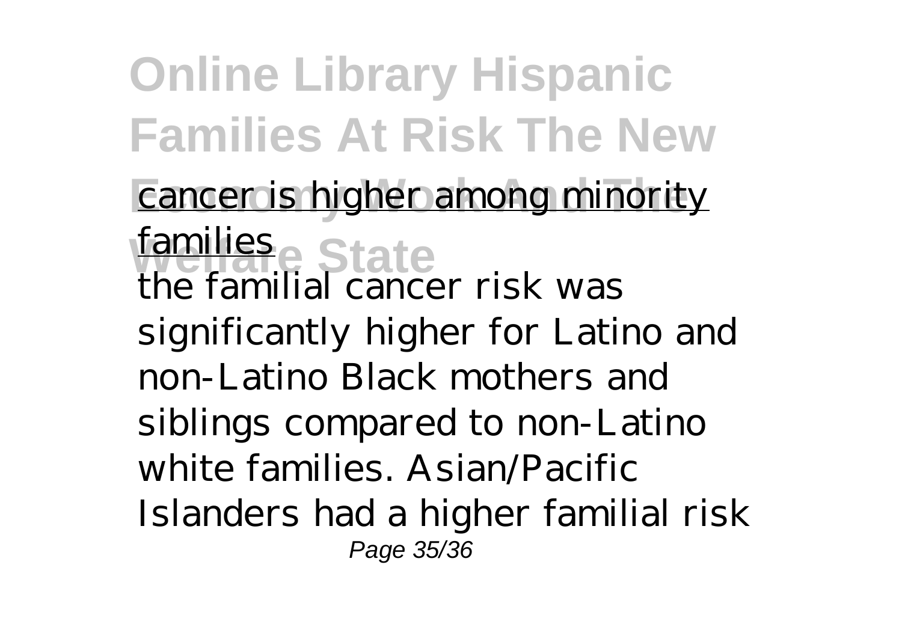cancer is higher among minority families

the familial cancer risk was significantly higher for Latino and non-Latino Black mothers and siblings compared to non-Latino white families. Asian/Pacific Islanders had a higher familial risk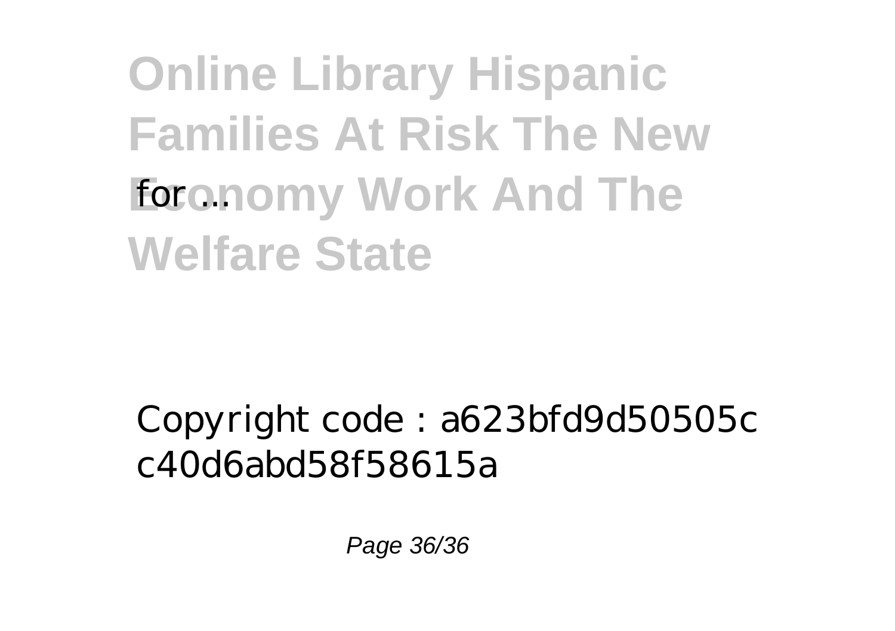for ...

Copyright code : a623bfd9d50505cc40d6abd58f58615a